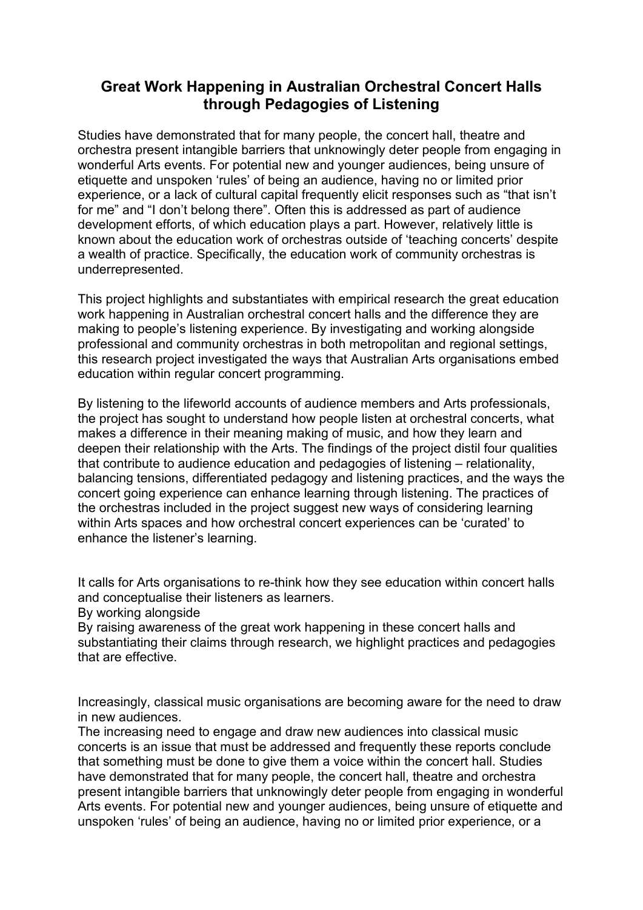# Great Work Happening in Australian Orchestral Concert Halls through Pedagogies of Listening

Studies have demonstrated that for many people, the concert hall, theatre and orchestra present intangible barriers that unknowingly deter people from engaging in wonderful Arts events. For potential new and younger audiences, being unsure of etiquette and unspoken 'rules' of being an audience, having no or limited prior experience, or a lack of cultural capital frequently elicit responses such as "that isn't for me" and "I don't belong there". Often this is addressed as part of audience development efforts, of which education plays a part. However, relatively little is known about the education work of orchestras outside of 'teaching concerts' despite a wealth of practice. Specifically, the education work of community orchestras is underrepresented.

This project highlights and substantiates with empirical research the great education work happening in Australian orchestral concert halls and the difference they are making to people's listening experience. By investigating and working alongside professional and community orchestras in both metropolitan and regional settings, this research project investigated the ways that Australian Arts organisations embed education within regular concert programming.

By listening to the lifeworld accounts of audience members and Arts professionals, the project has sought to understand how people listen at orchestral concerts, what makes a difference in their meaning making of music, and how they learn and deepen their relationship with the Arts. The findings of the project distil four qualities that contribute to audience education and pedagogies of listening – relationality, balancing tensions, differentiated pedagogy and listening practices, and the ways the concert going experience can enhance learning through listening. The practices of the orchestras included in the project suggest new ways of considering learning within Arts spaces and how orchestral concert experiences can be 'curated' to enhance the listener's learning.

It calls for Arts organisations to re-think how they see education within concert halls and conceptualise their listeners as learners.
By working alongside
By raising awareness of the great work happening in these concert halls and substantiating their claims through research, we highlight practices and pedagogies that are effective.

Increasingly, classical music organisations are becoming aware for the need to draw in new audiences.
The increasing need to engage and draw new audiences into classical music concerts is an issue that must be addressed and frequently these reports conclude that something must be done to give them a voice within the concert hall. Studies have demonstrated that for many people, the concert hall, theatre and orchestra present intangible barriers that unknowingly deter people from engaging in wonderful Arts events. For potential new and younger audiences, being unsure of etiquette and unspoken 'rules' of being an audience, having no or limited prior experience, or a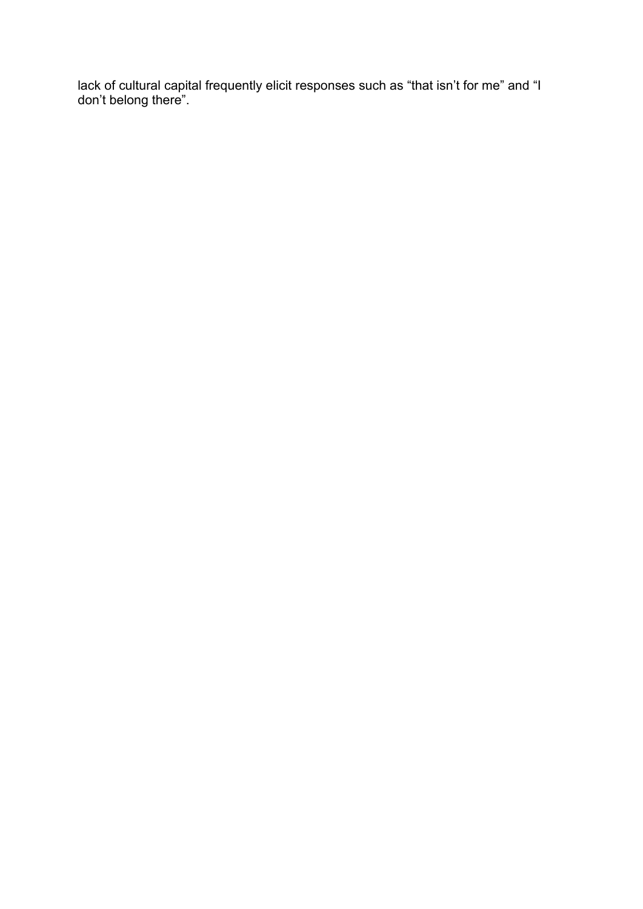lack of cultural capital frequently elicit responses such as “that isn’t for me” and “I don’t belong there”.